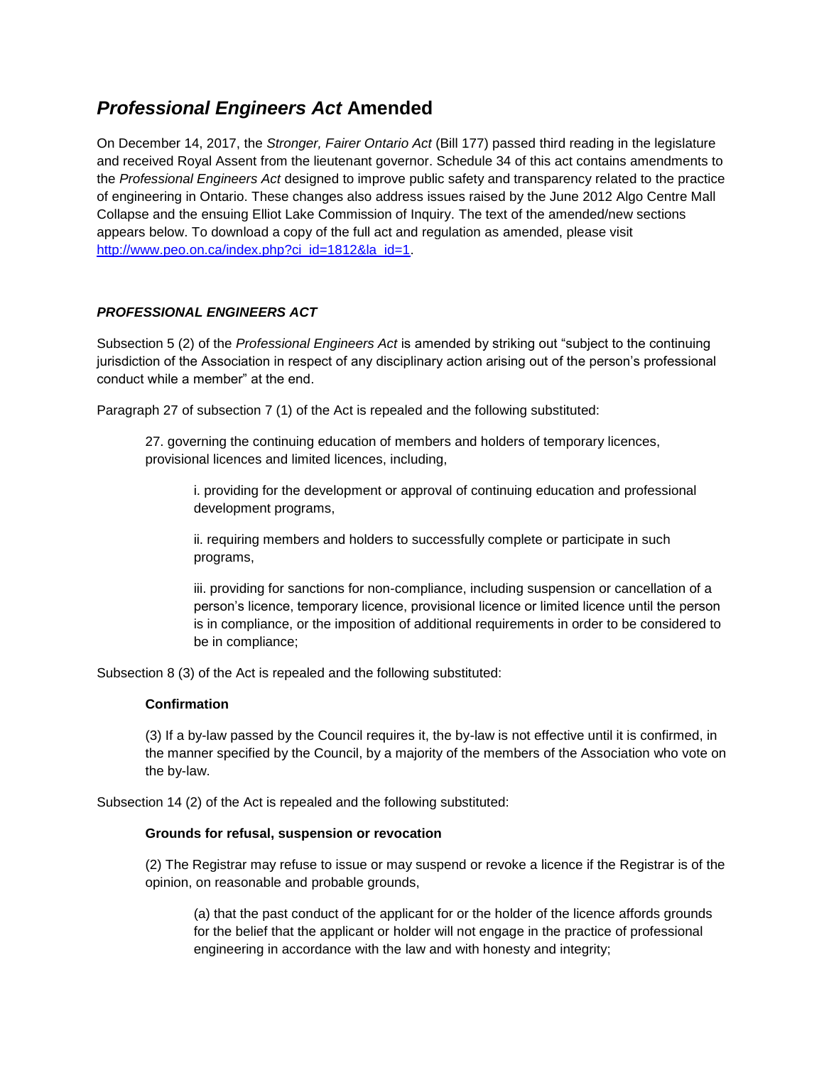# *Professional Engineers Act* Amended

On December 14, 2017, the *Stronger, Fairer Ontario Act* (Bill 177) passed third reading in the legislature and received Royal Assent from the lieutenant governor. Schedule 34 of this act contains amendments to the *Professional Engineers Act* designed to improve public safety and transparency related to the practice of engineering in Ontario. These changes also address issues raised by the June 2012 Algo Centre Mall Collapse and the ensuing Elliot Lake Commission of Inquiry. The text of the amended/new sections appears below. To download a copy of the full act and regulation as amended, please visit [http://www.peo.on.ca/index.php?ci_id=1812&la_id=1](http://www.peo.on.ca/index.php?ci_id=1812&la_id=1).

### *PROFESSIONAL ENGINEERS ACT*

Subsection 5 (2) of the *Professional Engineers Act* is amended by striking out “subject to the continuing jurisdiction of the Association in respect of any disciplinary action arising out of the person’s professional conduct while a member” at the end.

Paragraph 27 of subsection 7 (1) of the Act is repealed and the following substituted:

> 27. governing the continuing education of members and holders of temporary licences, provisional licences and limited licences, including,
>
> > i. providing for the development or approval of continuing education and professional development programs,
> >
> > ii. requiring members and holders to successfully complete or participate in such programs,
> >
> > iii. providing for sanctions for non-compliance, including suspension or cancellation of a person’s licence, temporary licence, provisional licence or limited licence until the person is in compliance, or the imposition of additional requirements in order to be considered to be in compliance;

Subsection 8 (3) of the Act is repealed and the following substituted:

> **Confirmation**
>
> (3) If a by-law passed by the Council requires it, the by-law is not effective until it is confirmed, in the manner specified by the Council, by a majority of the members of the Association who vote on the by-law.

Subsection 14 (2) of the Act is repealed and the following substituted:

> **Grounds for refusal, suspension or revocation**
>
> (2) The Registrar may refuse to issue or may suspend or revoke a licence if the Registrar is of the opinion, on reasonable and probable grounds,
>
> > (a) that the past conduct of the applicant for or the holder of the licence affords grounds for the belief that the applicant or holder will not engage in the practice of professional engineering in accordance with the law and with honesty and integrity;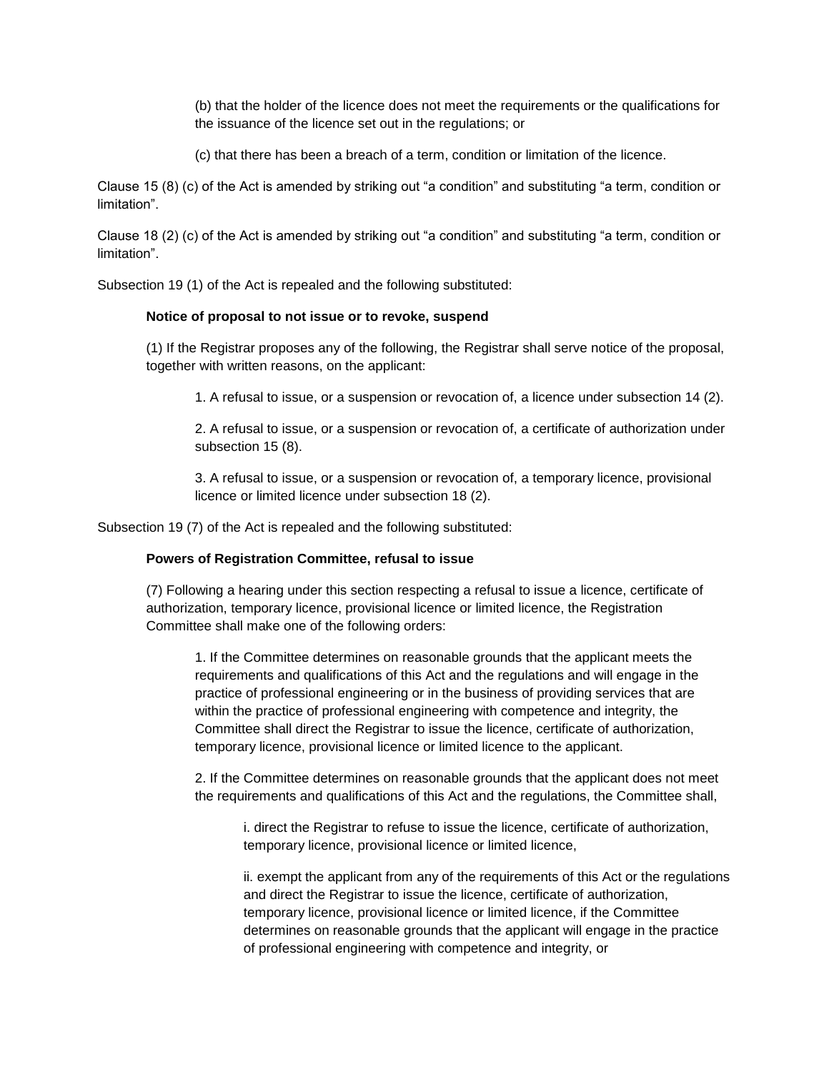(b) that the holder of the licence does not meet the requirements or the qualifications for the issuance of the licence set out in the regulations; or

(c) that there has been a breach of a term, condition or limitation of the licence.

Clause 15 (8) (c) of the Act is amended by striking out “a condition” and substituting “a term, condition or limitation”.

Clause 18 (2) (c) of the Act is amended by striking out “a condition” and substituting “a term, condition or limitation”.

Subsection 19 (1) of the Act is repealed and the following substituted:

**Notice of proposal to not issue or to revoke, suspend**

(1) If the Registrar proposes any of the following, the Registrar shall serve notice of the proposal, together with written reasons, on the applicant:

1. A refusal to issue, or a suspension or revocation of, a licence under subsection 14 (2).

2. A refusal to issue, or a suspension or revocation of, a certificate of authorization under subsection 15 (8).

3. A refusal to issue, or a suspension or revocation of, a temporary licence, provisional licence or limited licence under subsection 18 (2).

Subsection 19 (7) of the Act is repealed and the following substituted:

**Powers of Registration Committee, refusal to issue**

(7) Following a hearing under this section respecting a refusal to issue a licence, certificate of authorization, temporary licence, provisional licence or limited licence, the Registration Committee shall make one of the following orders:

1. If the Committee determines on reasonable grounds that the applicant meets the requirements and qualifications of this Act and the regulations and will engage in the practice of professional engineering or in the business of providing services that are within the practice of professional engineering with competence and integrity, the Committee shall direct the Registrar to issue the licence, certificate of authorization, temporary licence, provisional licence or limited licence to the applicant.

2. If the Committee determines on reasonable grounds that the applicant does not meet the requirements and qualifications of this Act and the regulations, the Committee shall,

i. direct the Registrar to refuse to issue the licence, certificate of authorization, temporary licence, provisional licence or limited licence,

ii. exempt the applicant from any of the requirements of this Act or the regulations and direct the Registrar to issue the licence, certificate of authorization, temporary licence, provisional licence or limited licence, if the Committee determines on reasonable grounds that the applicant will engage in the practice of professional engineering with competence and integrity, or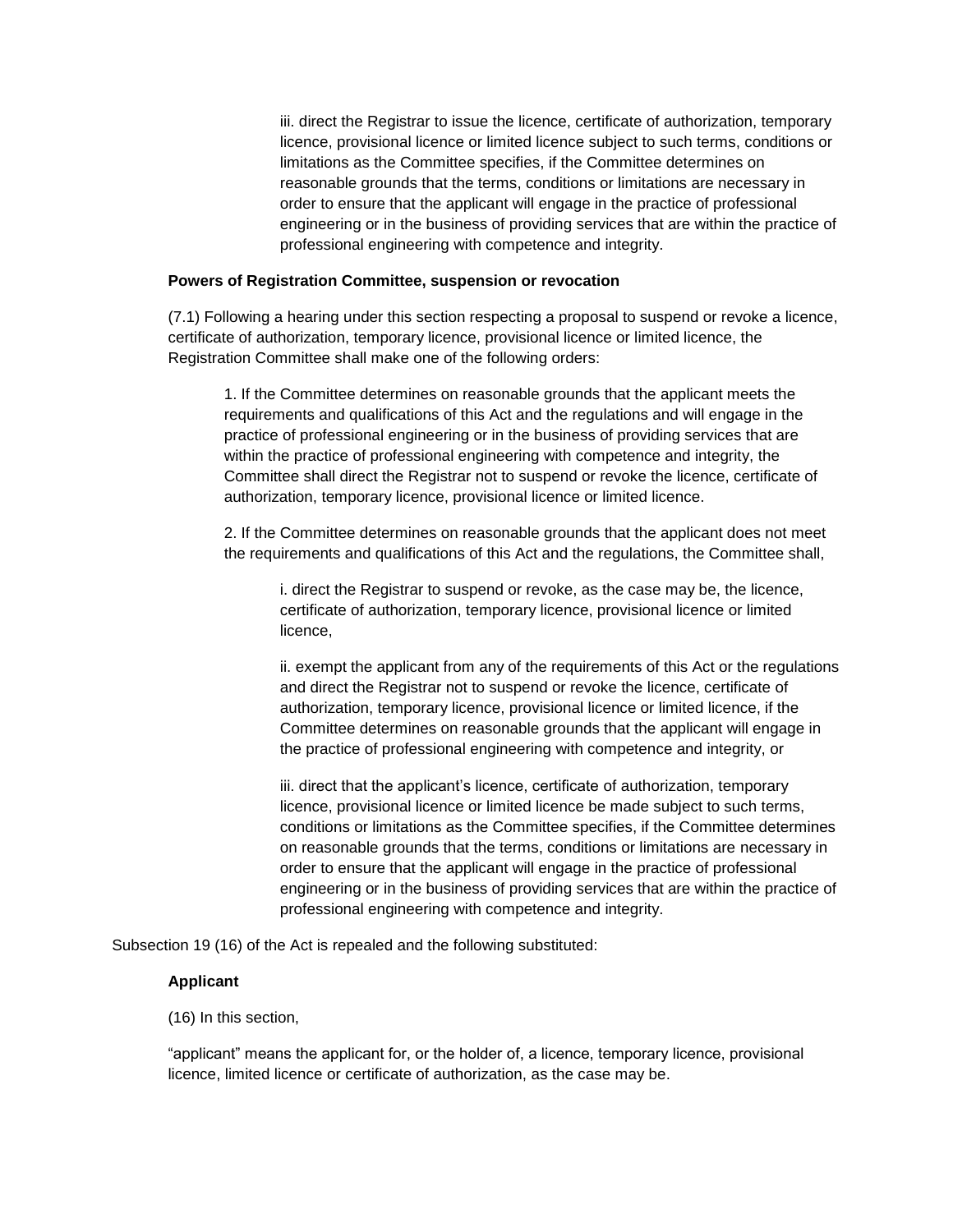iii. direct the Registrar to issue the licence, certificate of authorization, temporary licence, provisional licence or limited licence subject to such terms, conditions or limitations as the Committee specifies, if the Committee determines on reasonable grounds that the terms, conditions or limitations are necessary in order to ensure that the applicant will engage in the practice of professional engineering or in the business of providing services that are within the practice of professional engineering with competence and integrity.

**Powers of Registration Committee, suspension or revocation**

(7.1) Following a hearing under this section respecting a proposal to suspend or revoke a licence, certificate of authorization, temporary licence, provisional licence or limited licence, the Registration Committee shall make one of the following orders:

1. If the Committee determines on reasonable grounds that the applicant meets the requirements and qualifications of this Act and the regulations and will engage in the practice of professional engineering or in the business of providing services that are within the practice of professional engineering with competence and integrity, the Committee shall direct the Registrar not to suspend or revoke the licence, certificate of authorization, temporary licence, provisional licence or limited licence.

2. If the Committee determines on reasonable grounds that the applicant does not meet the requirements and qualifications of this Act and the regulations, the Committee shall,

   i. direct the Registrar to suspend or revoke, as the case may be, the licence, certificate of authorization, temporary licence, provisional licence or limited licence,

   ii. exempt the applicant from any of the requirements of this Act or the regulations and direct the Registrar not to suspend or revoke the licence, certificate of authorization, temporary licence, provisional licence or limited licence, if the Committee determines on reasonable grounds that the applicant will engage in the practice of professional engineering with competence and integrity, or

   iii. direct that the applicant's licence, certificate of authorization, temporary licence, provisional licence or limited licence be made subject to such terms, conditions or limitations as the Committee specifies, if the Committee determines on reasonable grounds that the terms, conditions or limitations are necessary in order to ensure that the applicant will engage in the practice of professional engineering or in the business of providing services that are within the practice of professional engineering with competence and integrity.

Subsection 19 (16) of the Act is repealed and the following substituted:

**Applicant**

(16) In this section,

"applicant" means the applicant for, or the holder of, a licence, temporary licence, provisional licence, limited licence or certificate of authorization, as the case may be.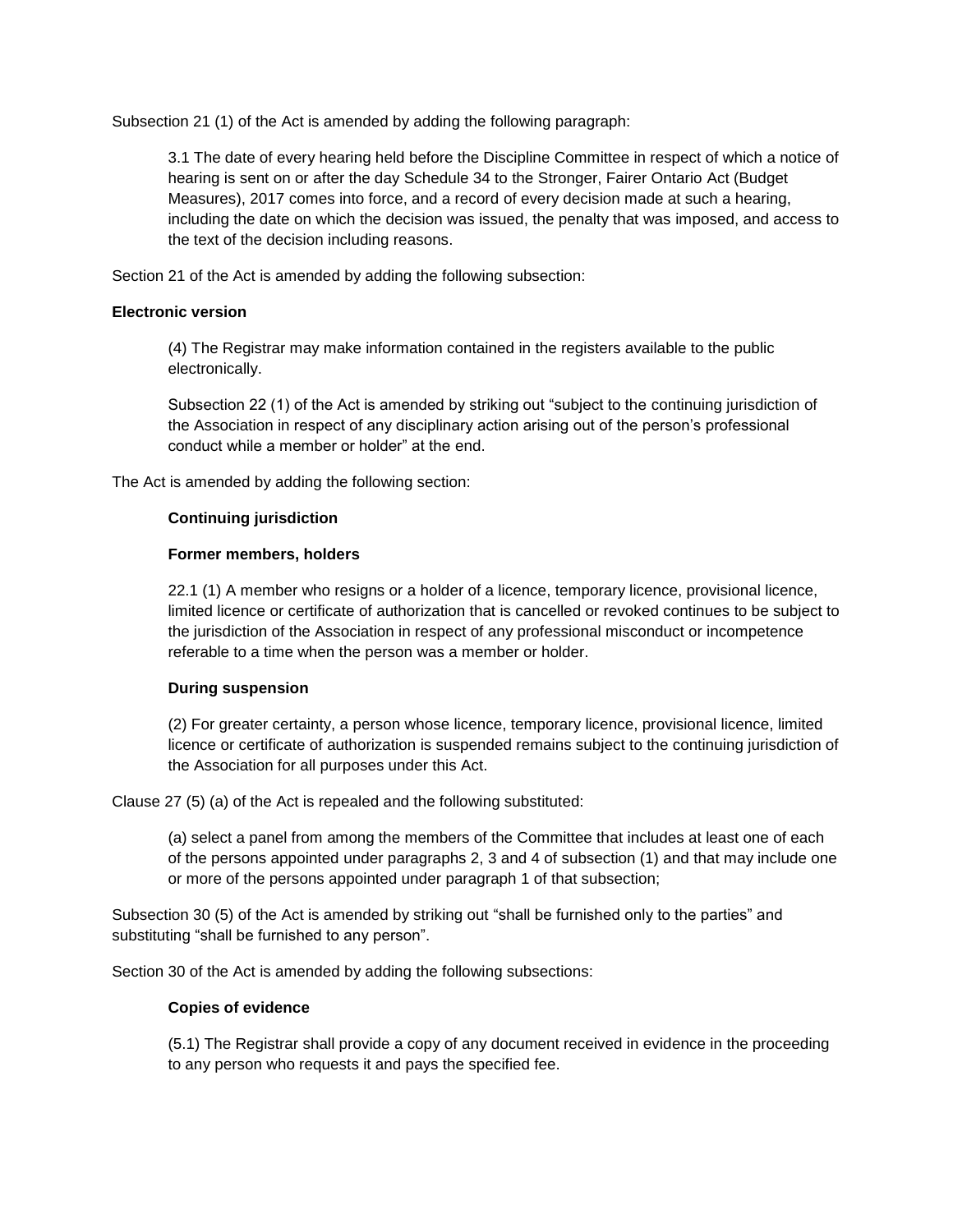Subsection 21 (1) of the Act is amended by adding the following paragraph:

> 3.1 The date of every hearing held before the Discipline Committee in respect of which a notice of hearing is sent on or after the day Schedule 34 to the Stronger, Fairer Ontario Act (Budget Measures), 2017 comes into force, and a record of every decision made at such a hearing, including the date on which the decision was issued, the penalty that was imposed, and access to the text of the decision including reasons.

Section 21 of the Act is amended by adding the following subsection:

**Electronic version**

> (4) The Registrar may make information contained in the registers available to the public electronically.
>
> Subsection 22 (1) of the Act is amended by striking out "subject to the continuing jurisdiction of the Association in respect of any disciplinary action arising out of the person's professional conduct while a member or holder" at the end.

The Act is amended by adding the following section:

> **Continuing jurisdiction**
>
> **Former members, holders**
>
> 22.1 (1) A member who resigns or a holder of a licence, temporary licence, provisional licence, limited licence or certificate of authorization that is cancelled or revoked continues to be subject to the jurisdiction of the Association in respect of any professional misconduct or incompetence referable to a time when the person was a member or holder.
>
> **During suspension**
>
> (2) For greater certainty, a person whose licence, temporary licence, provisional licence, limited licence or certificate of authorization is suspended remains subject to the continuing jurisdiction of the Association for all purposes under this Act.

Clause 27 (5) (a) of the Act is repealed and the following substituted:

> (a) select a panel from among the members of the Committee that includes at least one of each of the persons appointed under paragraphs 2, 3 and 4 of subsection (1) and that may include one or more of the persons appointed under paragraph 1 of that subsection;

Subsection 30 (5) of the Act is amended by striking out "shall be furnished only to the parties" and substituting "shall be furnished to any person".

Section 30 of the Act is amended by adding the following subsections:

> **Copies of evidence**
>
> (5.1) The Registrar shall provide a copy of any document received in evidence in the proceeding to any person who requests it and pays the specified fee.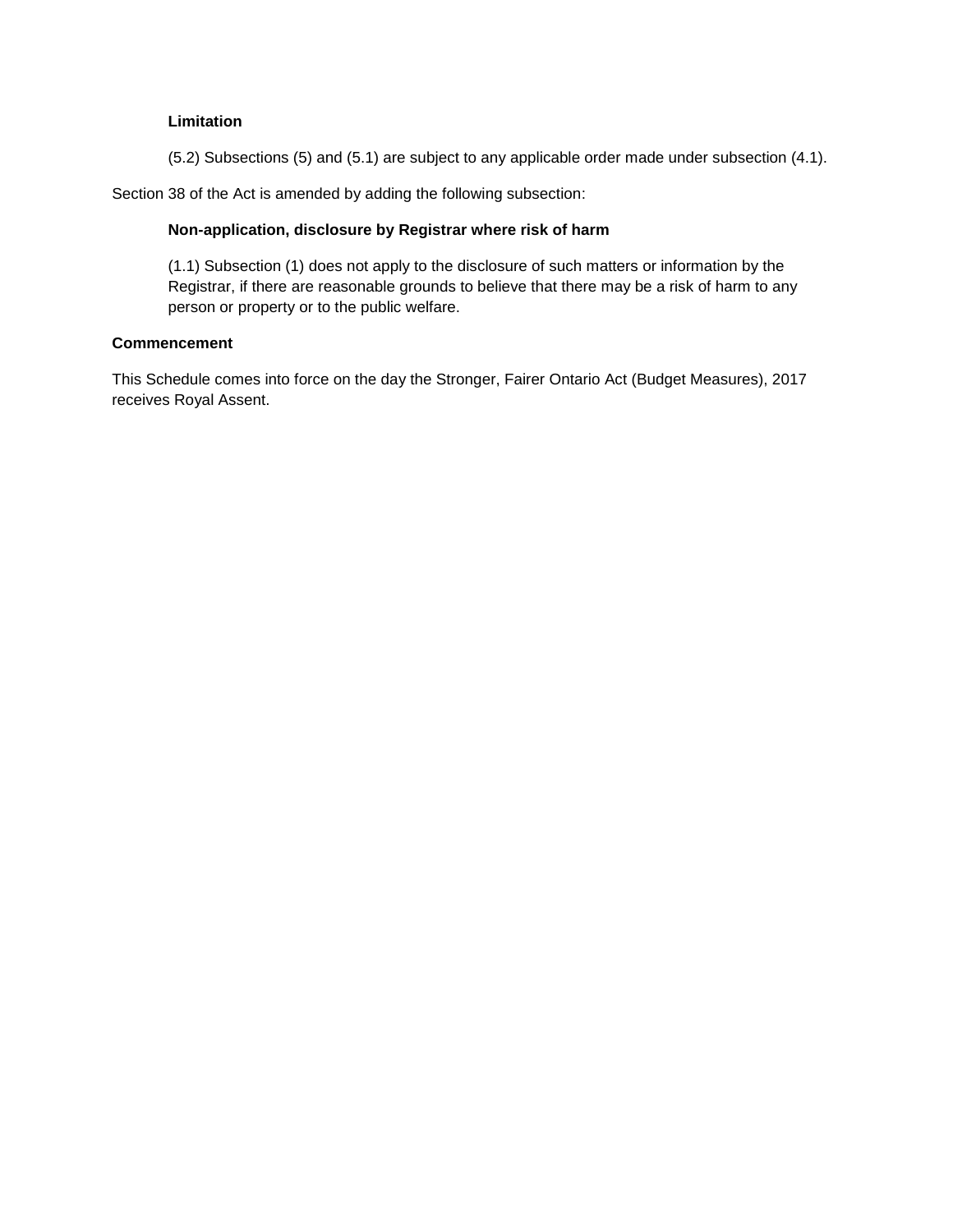**Limitation**

(5.2) Subsections (5) and (5.1) are subject to any applicable order made under subsection (4.1).

Section 38 of the Act is amended by adding the following subsection:

**Non-application, disclosure by Registrar where risk of harm**

(1.1) Subsection (1) does not apply to the disclosure of such matters or information by the Registrar, if there are reasonable grounds to believe that there may be a risk of harm to any person or property or to the public welfare.

**Commencement**

This Schedule comes into force on the day the Stronger, Fairer Ontario Act (Budget Measures), 2017 receives Royal Assent.